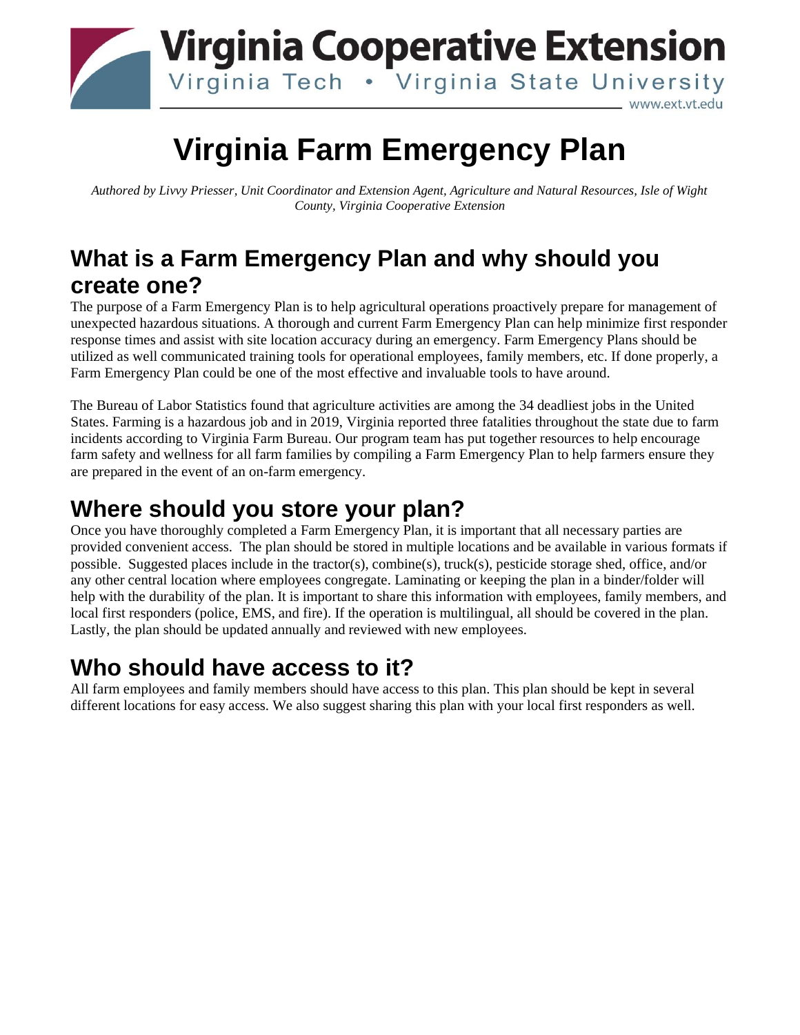Virginia Cooperative Extension
Virginia Tech • Virginia State University
www.ext.vt.edu

# Virginia Farm Emergency Plan

*Authored by Livvy Priesser, Unit Coordinator and Extension Agent, Agriculture and Natural Resources, Isle of Wight County, Virginia Cooperative Extension*

## What is a Farm Emergency Plan and why should you create one?

The purpose of a Farm Emergency Plan is to help agricultural operations proactively prepare for management of unexpected hazardous situations. A thorough and current Farm Emergency Plan can help minimize first responder response times and assist with site location accuracy during an emergency. Farm Emergency Plans should be utilized as well communicated training tools for operational employees, family members, etc. If done properly, a Farm Emergency Plan could be one of the most effective and invaluable tools to have around.

The Bureau of Labor Statistics found that agriculture activities are among the 34 deadliest jobs in the United States. Farming is a hazardous job and in 2019, Virginia reported three fatalities throughout the state due to farm incidents according to Virginia Farm Bureau. Our program team has put together resources to help encourage farm safety and wellness for all farm families by compiling a Farm Emergency Plan to help farmers ensure they are prepared in the event of an on-farm emergency.

## Where should you store your plan?

Once you have thoroughly completed a Farm Emergency Plan, it is important that all necessary parties are provided convenient access. The plan should be stored in multiple locations and be available in various formats if possible. Suggested places include in the tractor(s), combine(s), truck(s), pesticide storage shed, office, and/or any other central location where employees congregate. Laminating or keeping the plan in a binder/folder will help with the durability of the plan. It is important to share this information with employees, family members, and local first responders (police, EMS, and fire). If the operation is multilingual, all should be covered in the plan. Lastly, the plan should be updated annually and reviewed with new employees.

## Who should have access to it?

All farm employees and family members should have access to this plan. This plan should be kept in several different locations for easy access. We also suggest sharing this plan with your local first responders as well.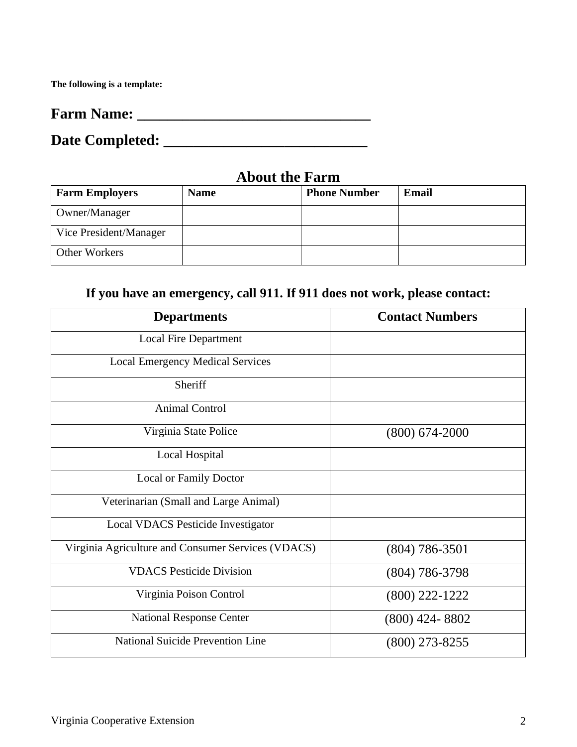**The following is a template:**

## Farm Name: ______________________________

## Date Completed: __________________________

### About the Farm

| Farm Employers | Name | Phone Number | Email |
|---|---|---|---|
| Owner/Manager | | | |
| Vice President/Manager | | | |
| Other Workers | | | |

### If you have an emergency, call 911. If 911 does not work, please contact:

| Departments | Contact Numbers |
|---|---|
| Local Fire Department | |
| Local Emergency Medical Services | |
| Sheriff | |
| Animal Control | |
| Virginia State Police | (800) 674-2000 |
| Local Hospital | |
| Local or Family Doctor | |
| Veterinarian (Small and Large Animal) | |
| Local VDACS Pesticide Investigator | |
| Virginia Agriculture and Consumer Services (VDACS) | (804) 786-3501 |
| VDACS Pesticide Division | (804) 786-3798 |
| Virginia Poison Control | (800) 222-1222 |
| National Response Center | (800) 424- 8802 |
| National Suicide Prevention Line | (800) 273-8255 |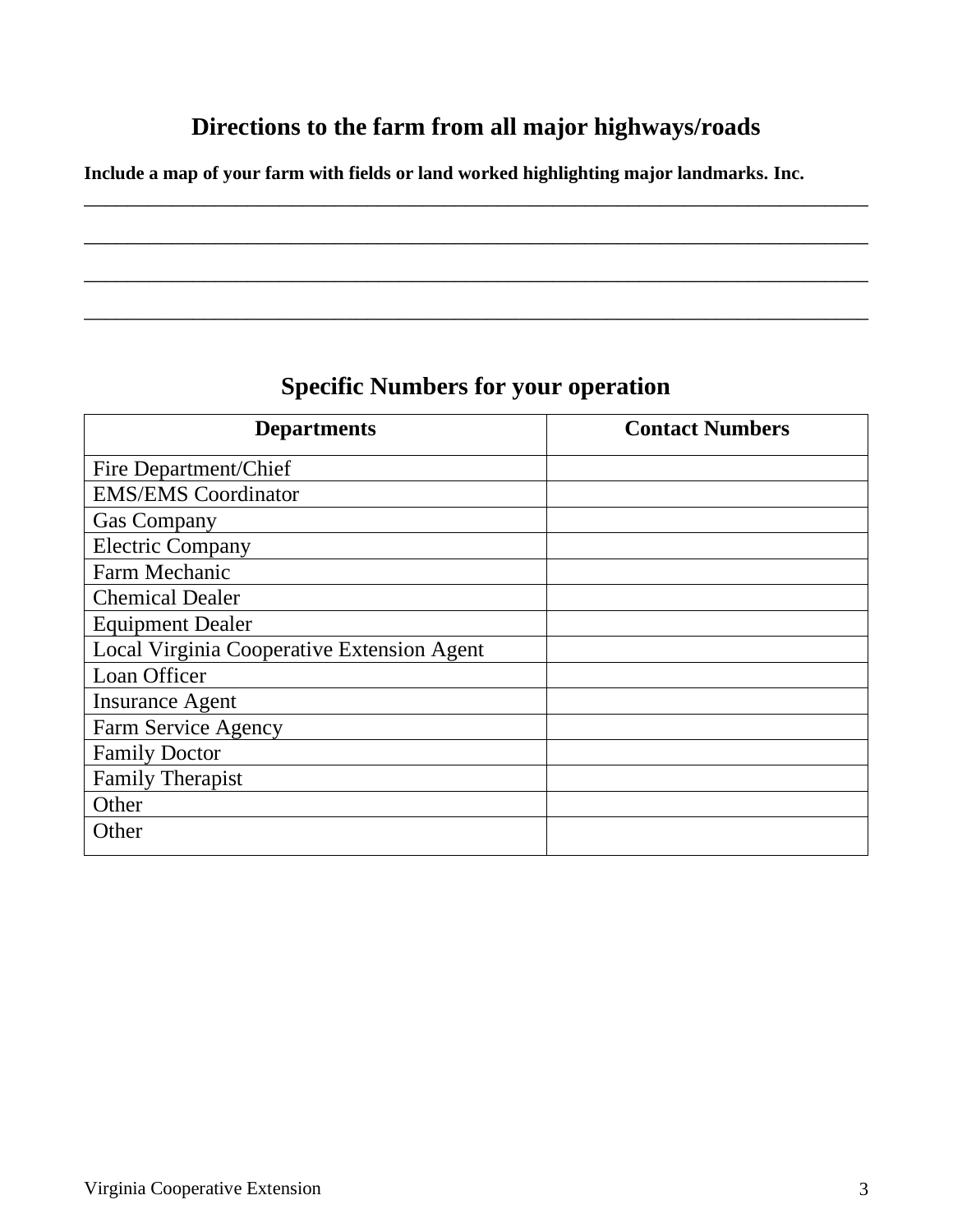## Directions to the farm from all major highways/roads

**Include a map of your farm with fields or land worked highlighting major landmarks. Inc.**

________________________________________________________________________________

________________________________________________________________________________

________________________________________________________________________________

________________________________________________________________________________

## Specific Numbers for your operation

| Departments | Contact Numbers |
| --- | --- |
| Fire Department/Chief | |
| EMS/EMS Coordinator | |
| Gas Company | |
| Electric Company | |
| Farm Mechanic | |
| Chemical Dealer | |
| Equipment Dealer | |
| Local Virginia Cooperative Extension Agent | |
| Loan Officer | |
| Insurance Agent | |
| Farm Service Agency | |
| Family Doctor | |
| Family Therapist | |
| Other | |
| Other | |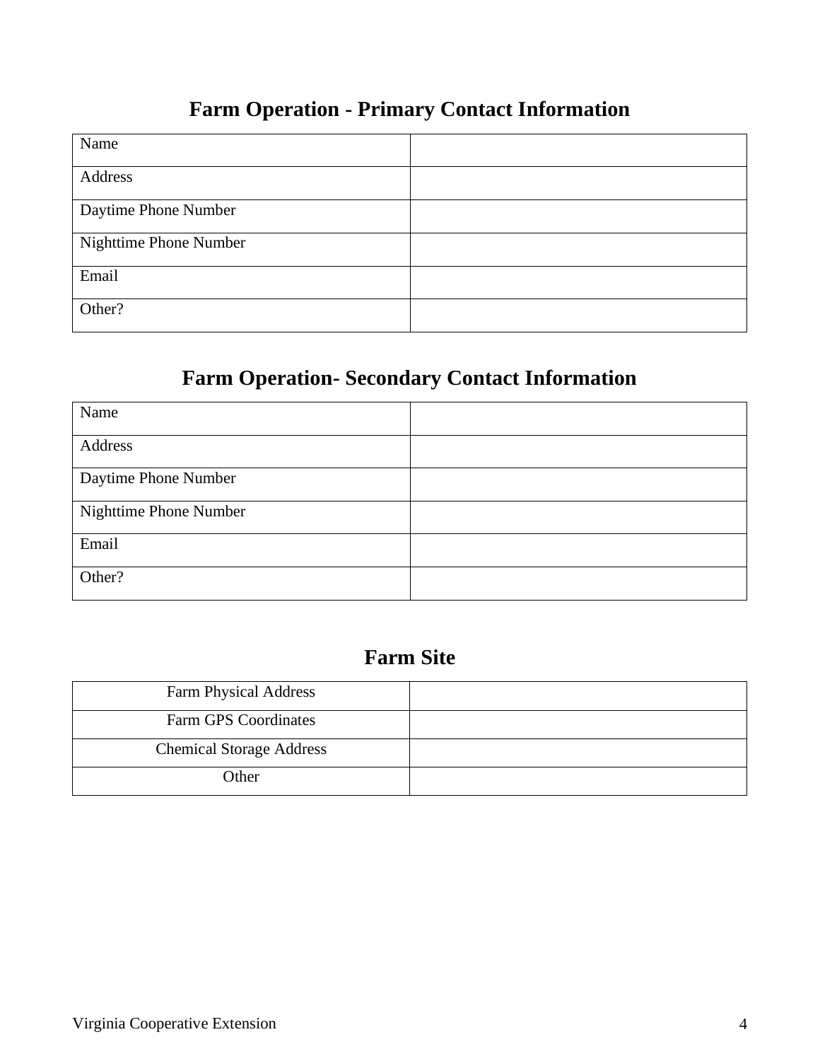## Farm Operation - Primary Contact Information

| | |
|---|---|
| Name | |
| Address | |
| Daytime Phone Number | |
| Nighttime Phone Number | |
| Email | |
| Other? | |

## Farm Operation- Secondary Contact Information

| | |
|---|---|
| Name | |
| Address | |
| Daytime Phone Number | |
| Nighttime Phone Number | |
| Email | |
| Other? | |

## Farm Site

| | |
|---|---|
| Farm Physical Address | |
| Farm GPS Coordinates | |
| Chemical Storage Address | |
| Other | |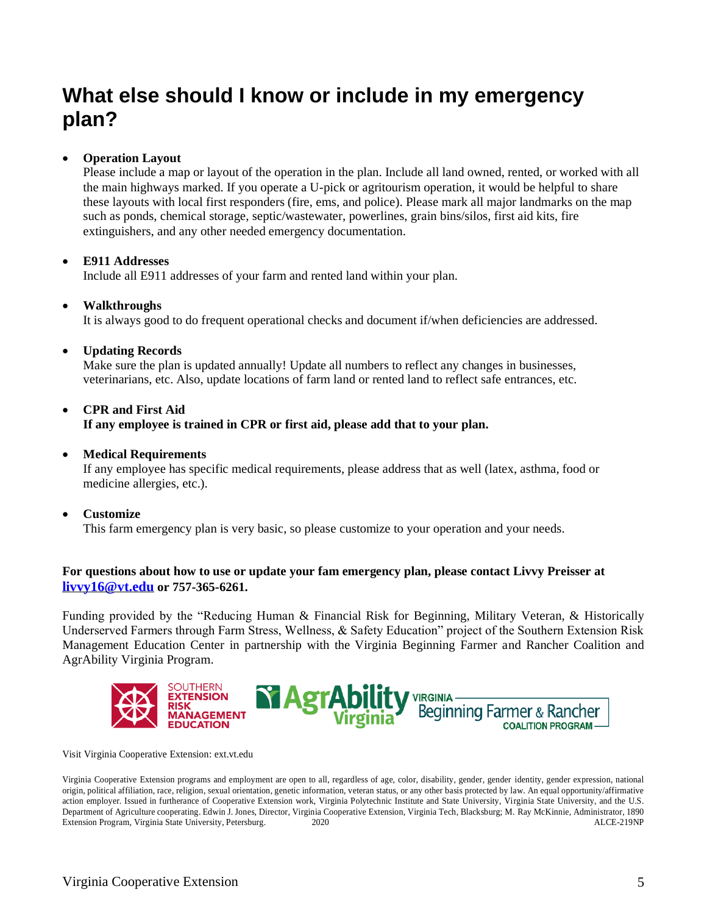# What else should I know or include in my emergency plan?

- **Operation Layout**
  Please include a map or layout of the operation in the plan. Include all land owned, rented, or worked with all the main highways marked. If you operate a U-pick or agritourism operation, it would be helpful to share these layouts with local first responders (fire, ems, and police). Please mark all major landmarks on the map such as ponds, chemical storage, septic/wastewater, powerlines, grain bins/silos, first aid kits, fire extinguishers, and any other needed emergency documentation.

- **E911 Addresses**
  Include all E911 addresses of your farm and rented land within your plan.

- **Walkthroughs**
  It is always good to do frequent operational checks and document if/when deficiencies are addressed.

- **Updating Records**
  Make sure the plan is updated annually! Update all numbers to reflect any changes in businesses, veterinarians, etc. Also, update locations of farm land or rented land to reflect safe entrances, etc.

- **CPR and First Aid**
  **If any employee is trained in CPR or first aid, please add that to your plan.**

- **Medical Requirements**
  If any employee has specific medical requirements, please address that as well (latex, asthma, food or medicine allergies, etc.).

- **Customize**
  This farm emergency plan is very basic, so please customize to your operation and your needs.

**For questions about how to use or update your fam emergency plan, please contact Livvy Preisser at [livvy16@vt.edu](mailto:livvy16@vt.edu) or 757-365-6261.**

Funding provided by the "Reducing Human & Financial Risk for Beginning, Military Veteran, & Historically Underserved Farmers through Farm Stress, Wellness, & Safety Education" project of the Southern Extension Risk Management Education Center in partnership with the Virginia Beginning Farmer and Rancher Coalition and AgrAbility Virginia Program.

SOUTHERN EXTENSION RISK MANAGEMENT EDUCATION

AgrAbility Virginia

VIRGINIA Beginning Farmer & Rancher COALITION PROGRAM

Visit Virginia Cooperative Extension: ext.vt.edu

Virginia Cooperative Extension programs and employment are open to all, regardless of age, color, disability, gender, gender identity, gender expression, national origin, political affiliation, race, religion, sexual orientation, genetic information, veteran status, or any other basis protected by law. An equal opportunity/affirmative action employer. Issued in furtherance of Cooperative Extension work, Virginia Polytechnic Institute and State University, Virginia State University, and the U.S. Department of Agriculture cooperating. Edwin J. Jones, Director, Virginia Cooperative Extension, Virginia Tech, Blacksburg; M. Ray McKinnie, Administrator, 1890 Extension Program, Virginia State University, Petersburg. 2020 ALCE-219NP